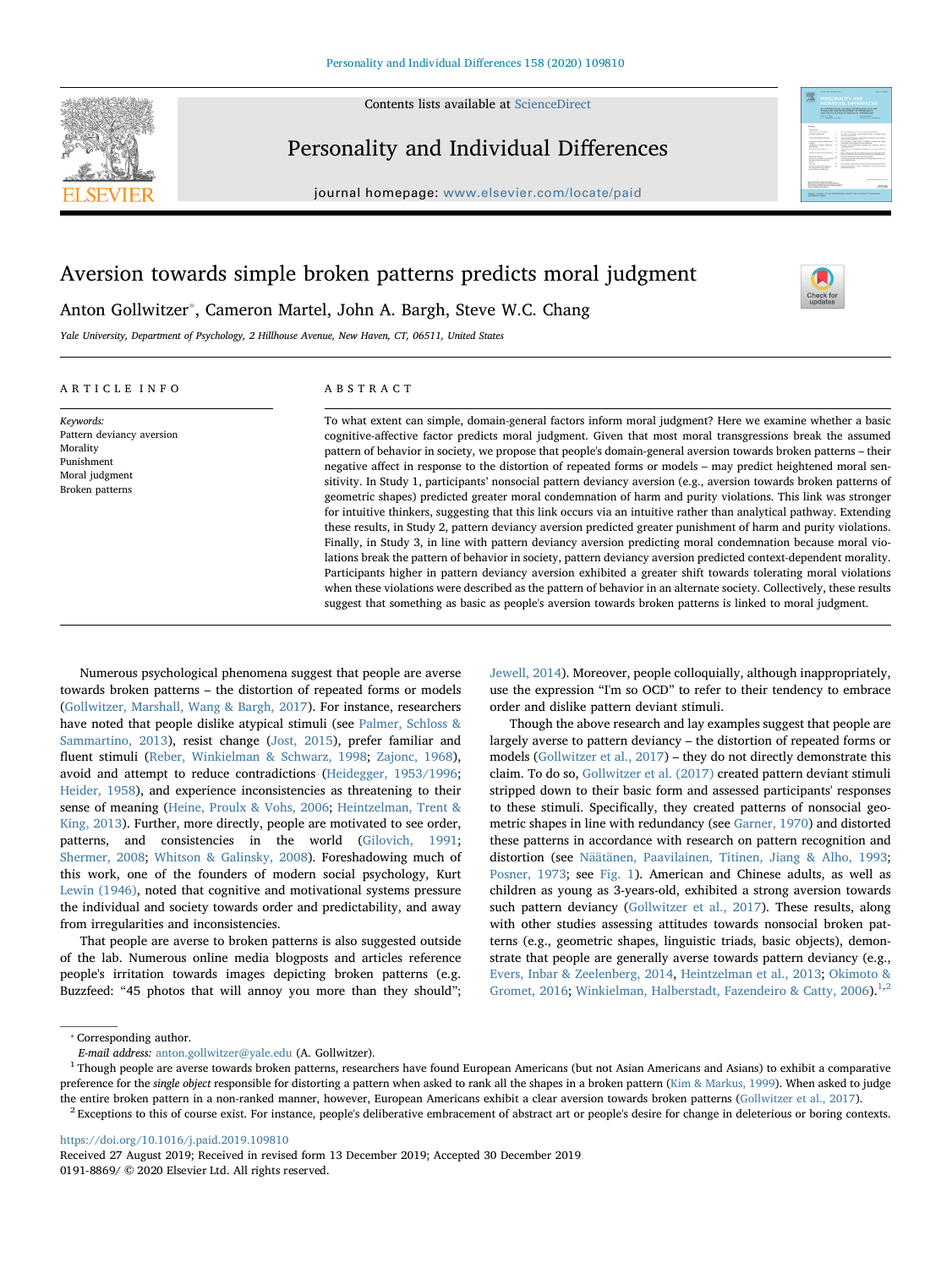# Aversion towards simple broken patterns predicts moral judgment

Anton Gollwitzer*, Cameron Martel, John A. Bargh, Steve W.C. Chang

*Yale University, Department of Psychology, 2 Hillhouse Avenue, New Haven, CT, 06511, United States*

## ARTICLE INFO

*Keywords:*
Pattern deviancy aversion
Morality
Punishment
Moral judgment
Broken patterns

## ABSTRACT

To what extent can simple, domain-general factors inform moral judgment? Here we examine whether a basic cognitive-affective factor predicts moral judgment. Given that most moral transgressions break the assumed pattern of behavior in society, we propose that people's domain-general aversion towards broken patterns – their negative affect in response to the distortion of repeated forms or models – may predict heightened moral sensitivity. In Study 1, participants' nonsocial pattern deviancy aversion (e.g., aversion towards broken patterns of geometric shapes) predicted greater moral condemnation of harm and purity violations. This link was stronger for intuitive thinkers, suggesting that this link occurs via an intuitive rather than analytical pathway. Extending these results, in Study 2, pattern deviancy aversion predicted greater punishment of harm and purity violations. Finally, in Study 3, in line with pattern deviancy aversion predicting moral condemnation because moral violations break the pattern of behavior in society, pattern deviancy aversion predicted context-dependent morality. Participants higher in pattern deviancy aversion exhibited a greater shift towards tolerating moral violations when these violations were described as the pattern of behavior in an alternate society. Collectively, these results suggest that something as basic as people's aversion towards broken patterns is linked to moral judgment.

Numerous psychological phenomena suggest that people are averse towards broken patterns – the distortion of repeated forms or models (Gollwitzer, Marshall, Wang & Bargh, 2017). For instance, researchers have noted that people dislike atypical stimuli (see Palmer, Schloss & Sammartino, 2013), resist change (Jost, 2015), prefer familiar and fluent stimuli (Reber, Winkielman & Schwarz, 1998; Zajonc, 1968), avoid and attempt to reduce contradictions (Heidegger, 1953/1996; Heider, 1958), and experience inconsistencies as threatening to their sense of meaning (Heine, Proulx & Vohs, 2006; Heintzelman, Trent & King, 2013). Further, more directly, people are motivated to see order, patterns, and consistencies in the world (Gilovich, 1991; Shermer, 2008; Whitson & Galinsky, 2008). Foreshadowing much of this work, one of the founders of modern social psychology, Kurt Lewin (1946), noted that cognitive and motivational systems pressure the individual and society towards order and predictability, and away from irregularities and inconsistencies.

That people are averse to broken patterns is also suggested outside of the lab. Numerous online media blogposts and articles reference people's irritation towards images depicting broken patterns (e.g. Buzzfeed: "45 photos that will annoy you more than they should"; Jewell, 2014). Moreover, people colloquially, although inappropriately, use the expression "I'm so OCD" to refer to their tendency to embrace order and dislike pattern deviant stimuli.

Though the above research and lay examples suggest that people are largely averse to pattern deviancy – the distortion of repeated forms or models (Gollwitzer et al., 2017) – they do not directly demonstrate this claim. To do so, Gollwitzer et al. (2017) created pattern deviant stimuli stripped down to their basic form and assessed participants' responses to these stimuli. Specifically, they created patterns of nonsocial geometric shapes in line with redundancy (see Garner, 1970) and distorted these patterns in accordance with research on pattern recognition and distortion (see Näätänen, Paavilainen, Titinen, Jiang & Alho, 1993; Posner, 1973; see Fig. 1). American and Chinese adults, as well as children as young as 3-years-old, exhibited a strong aversion towards such pattern deviancy (Gollwitzer et al., 2017). These results, along with other studies assessing attitudes towards nonsocial broken patterns (e.g., geometric shapes, linguistic triads, basic objects), demonstrate that people are generally averse towards pattern deviancy (e.g., Evers, Inbar & Zeelenberg, 2014, Heintzelman et al., 2013; Okimoto & Gromet, 2016; Winkielman, Halberstadt, Fazendeiro & Catty, 2006).[1,2]

---

* Corresponding author.
*E-mail address:* anton.gollwitzer@yale.edu (A. Gollwitzer).

[1] Though people are averse towards broken patterns, researchers have found European Americans (but not Asian Americans and Asians) to exhibit a comparative preference for the *single object* responsible for distorting a pattern when asked to rank all the shapes in a broken pattern (Kim & Markus, 1999). When asked to judge the entire broken pattern in a non-ranked manner, however, European Americans exhibit a clear aversion towards broken patterns (Gollwitzer et al., 2017).

[2] Exceptions to this of course exist. For instance, people's deliberative embracement of abstract art or people's desire for change in deleterious or boring contexts.

https://doi.org/10.1016/j.paid.2019.109810
Received 27 August 2019; Received in revised form 13 December 2019; Accepted 30 December 2019
0191-8869/ © 2020 Elsevier Ltd. All rights reserved.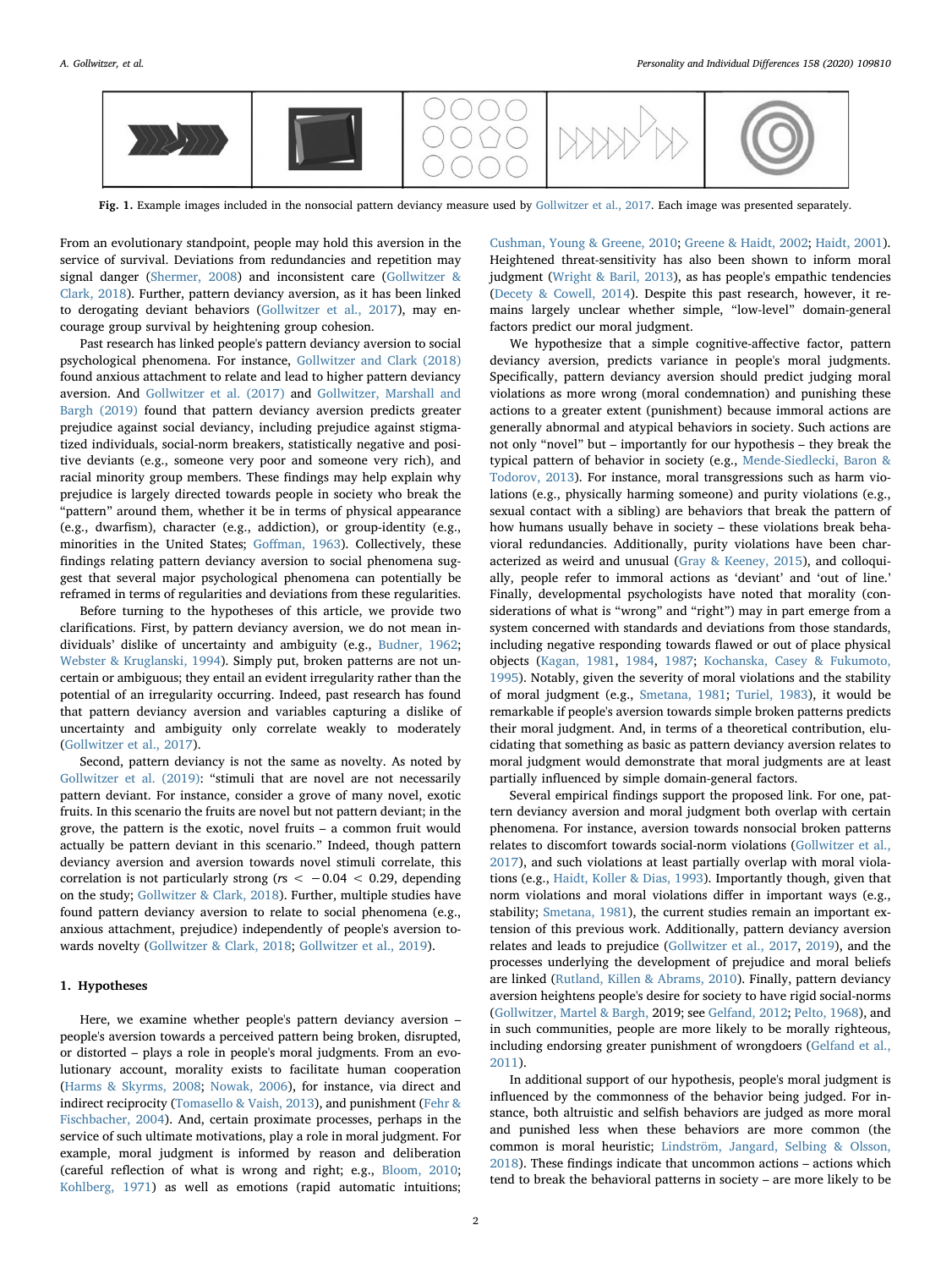Fig. 1. Example images included in the nonsocial pattern deviancy measure used by Gollwitzer et al., 2017. Each image was presented separately.

From an evolutionary standpoint, people may hold this aversion in the service of survival. Deviations from redundancies and repetition may signal danger (Shermer, 2008) and inconsistent care (Gollwitzer & Clark, 2018). Further, pattern deviancy aversion, as it has been linked to derogating deviant behaviors (Gollwitzer et al., 2017), may encourage group survival by heightening group cohesion.

Past research has linked people's pattern deviancy aversion to social psychological phenomena. For instance, Gollwitzer and Clark (2018) found anxious attachment to relate and lead to higher pattern deviancy aversion. And Gollwitzer et al. (2017) and Gollwitzer, Marshall and Bargh (2019) found that pattern deviancy aversion predicts greater prejudice against social deviancy, including prejudice against stigmatized individuals, social-norm breakers, statistically negative and positive deviants (e.g., someone very poor and someone very rich), and racial minority group members. These findings may help explain why prejudice is largely directed towards people in society who break the "pattern" around them, whether it be in terms of physical appearance (e.g., dwarfism), character (e.g., addiction), or group-identity (e.g., minorities in the United States; Goffman, 1963). Collectively, these findings relating pattern deviancy aversion to social phenomena suggest that several major psychological phenomena can potentially be reframed in terms of regularities and deviations from these regularities.

Before turning to the hypotheses of this article, we provide two clarifications. First, by pattern deviancy aversion, we do not mean individuals' dislike of uncertainty and ambiguity (e.g., Budner, 1962; Webster & Kruglanski, 1994). Simply put, broken patterns are not uncertain or ambiguous; they entail an evident irregularity rather than the potential of an irregularity occurring. Indeed, past research has found that pattern deviancy aversion and variables capturing a dislike of uncertainty and ambiguity only correlate weakly to moderately (Gollwitzer et al., 2017).

Second, pattern deviancy is not the same as novelty. As noted by Gollwitzer et al. (2019): "stimuli that are novel are not necessarily pattern deviant. For instance, consider a grove of many novel, exotic fruits. In this scenario the fruits are novel but not pattern deviant; in the grove, the pattern is the exotic, novel fruits – a common fruit would actually be pattern deviant in this scenario." Indeed, though pattern deviancy aversion and aversion towards novel stimuli correlate, this correlation is not particularly strong ($rs < -0.04 < 0.29$, depending on the study; Gollwitzer & Clark, 2018). Further, multiple studies have found pattern deviancy aversion to relate to social phenomena (e.g., anxious attachment, prejudice) independently of people's aversion towards novelty (Gollwitzer & Clark, 2018; Gollwitzer et al., 2019).

## 1. Hypotheses

Here, we examine whether people's pattern deviancy aversion – people's aversion towards a perceived pattern being broken, disrupted, or distorted – plays a role in people's moral judgments. From an evolutionary account, morality exists to facilitate human cooperation (Harms & Skyrms, 2008; Nowak, 2006), for instance, via direct and indirect reciprocity (Tomasello & Vaish, 2013), and punishment (Fehr & Fischbacher, 2004). And, certain proximate processes, perhaps in the service of such ultimate motivations, play a role in moral judgment. For example, moral judgment is informed by reason and deliberation (careful reflection of what is wrong and right; e.g., Bloom, 2010; Kohlberg, 1971) as well as emotions (rapid automatic intuitions; Cushman, Young & Greene, 2010; Greene & Haidt, 2002; Haidt, 2001). Heightened threat-sensitivity has also been shown to inform moral judgment (Wright & Baril, 2013), as has people's empathic tendencies (Decety & Cowell, 2014). Despite this past research, however, it remains largely unclear whether simple, "low-level" domain-general factors predict our moral judgment.

We hypothesize that a simple cognitive-affective factor, pattern deviancy aversion, predicts variance in people's moral judgments. Specifically, pattern deviancy aversion should predict judging moral violations as more wrong (moral condemnation) and punishing these actions to a greater extent (punishment) because immoral actions are generally abnormal and atypical behaviors in society. Such actions are not only "novel" but – importantly for our hypothesis – they break the typical pattern of behavior in society (e.g., Mende-Siedlecki, Baron & Todorov, 2013). For instance, moral transgressions such as harm violations (e.g., physically harming someone) and purity violations (e.g., sexual contact with a sibling) are behaviors that break the pattern of how humans usually behave in society – these violations break behavioral redundancies. Additionally, purity violations have been characterized as weird and unusual (Gray & Keeney, 2015), and colloquially, people refer to immoral actions as 'deviant' and 'out of line.' Finally, developmental psychologists have noted that morality (considerations of what is "wrong" and "right") may in part emerge from a system concerned with standards and deviations from those standards, including negative responding towards flawed or out of place physical objects (Kagan, 1981, 1984, 1987; Kochanska, Casey & Fukumoto, 1995). Notably, given the severity of moral violations and the stability of moral judgment (e.g., Smetana, 1981; Turiel, 1983), it would be remarkable if people's aversion towards simple broken patterns predicts their moral judgment. And, in terms of a theoretical contribution, elucidating that something as basic as pattern deviancy aversion relates to moral judgment would demonstrate that moral judgments are at least partially influenced by simple domain-general factors.

Several empirical findings support the proposed link. For one, pattern deviancy aversion and moral judgment both overlap with certain phenomena. For instance, aversion towards nonsocial broken patterns relates to discomfort towards social-norm violations (Gollwitzer et al., 2017), and such violations at least partially overlap with moral violations (e.g., Haidt, Koller & Dias, 1993). Importantly though, given that norm violations and moral violations differ in important ways (e.g., stability; Smetana, 1981), the current studies remain an important extension of this previous work. Additionally, pattern deviancy aversion relates and leads to prejudice (Gollwitzer et al., 2017, 2019), and the processes underlying the development of prejudice and moral beliefs are linked (Rutland, Killen & Abrams, 2010). Finally, pattern deviancy aversion heightens people's desire for society to have rigid social-norms (Gollwitzer, Martel & Bargh, 2019; see Gelfand, 2012; Pelto, 1968), and in such communities, people are more likely to be morally righteous, including endorsing greater punishment of wrongdoers (Gelfand et al., 2011).

In additional support of our hypothesis, people's moral judgment is influenced by the commonness of the behavior being judged. For instance, both altruistic and selfish behaviors are judged as more moral and punished less when these behaviors are more common (the common is moral heuristic; Lindström, Jangard, Selbing & Olsson, 2018). These findings indicate that uncommon actions – actions which tend to break the behavioral patterns in society – are more likely to be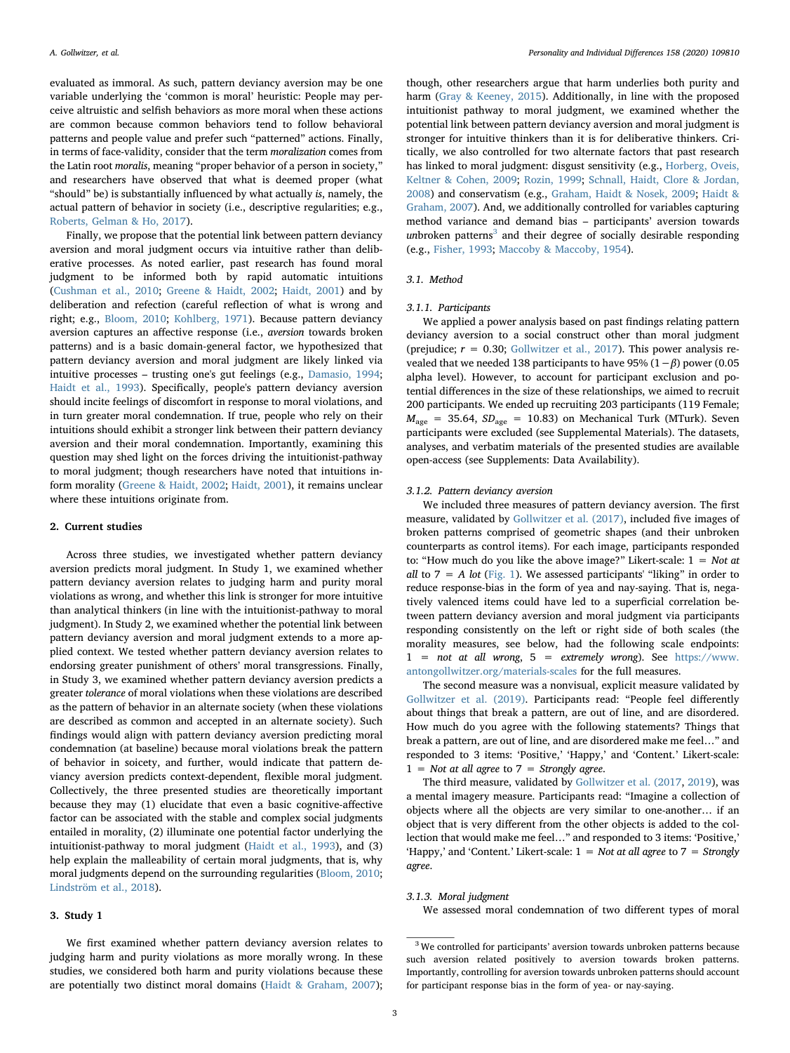evaluated as immoral. As such, pattern deviancy aversion may be one variable underlying the 'common is moral' heuristic: People may perceive altruistic and selfish behaviors as more moral when these actions are common because common behaviors tend to follow behavioral patterns and people value and prefer such "patterned" actions. Finally, in terms of face-validity, consider that the term *moralization* comes from the Latin root *moralis*, meaning "proper behavior of a person in society," and researchers have observed that what is deemed proper (what "should" be) is substantially influenced by what actually *is*, namely, the actual pattern of behavior in society (i.e., descriptive regularities; e.g., Roberts, Gelman & Ho, 2017).

Finally, we propose that the potential link between pattern deviancy aversion and moral judgment occurs via intuitive rather than deliberative processes. As noted earlier, past research has found moral judgment to be informed both by rapid automatic intuitions (Cushman et al., 2010; Greene & Haidt, 2002; Haidt, 2001) and by deliberation and refection (careful reflection of what is wrong and right; e.g., Bloom, 2010; Kohlberg, 1971). Because pattern deviancy aversion captures an affective response (i.e., *aversion* towards broken patterns) and is a basic domain-general factor, we hypothesized that pattern deviancy aversion and moral judgment are likely linked via intuitive processes – trusting one's gut feelings (e.g., Damasio, 1994; Haidt et al., 1993). Specifically, people's pattern deviancy aversion should incite feelings of discomfort in response to moral violations, and in turn greater moral condemnation. If true, people who rely on their intuitions should exhibit a stronger link between their pattern deviancy aversion and their moral condemnation. Importantly, examining this question may shed light on the forces driving the intuitionist-pathway to moral judgment; though researchers have noted that intuitions inform morality (Greene & Haidt, 2002; Haidt, 2001), it remains unclear where these intuitions originate from.

## 2. Current studies

Across three studies, we investigated whether pattern deviancy aversion predicts moral judgment. In Study 1, we examined whether pattern deviancy aversion relates to judging harm and purity moral violations as wrong, and whether this link is stronger for more intuitive than analytical thinkers (in line with the intuitionist-pathway to moral judgment). In Study 2, we examined whether the potential link between pattern deviancy aversion and moral judgment extends to a more applied context. We tested whether pattern deviancy aversion relates to endorsing greater punishment of others' moral transgressions. Finally, in Study 3, we examined whether pattern deviancy aversion predicts a greater *tolerance* of moral violations when these violations are described as the pattern of behavior in an alternate society (when these violations are described as common and accepted in an alternate society). Such findings would align with pattern deviancy aversion predicting moral condemnation (at baseline) because moral violations break the pattern of behavior in soicety, and further, would indicate that pattern deviancy aversion predicts context-dependent, flexible moral judgment. Collectively, the three presented studies are theoretically important because they may (1) elucidate that even a basic cognitive-affective factor can be associated with the stable and complex social judgments entailed in morality, (2) illuminate one potential factor underlying the intuitionist-pathway to moral judgment (Haidt et al., 1993), and (3) help explain the malleability of certain moral judgments, that is, why moral judgments depend on the surrounding regularities (Bloom, 2010; Lindström et al., 2018).

## 3. Study 1

We first examined whether pattern deviancy aversion relates to judging harm and purity violations as more morally wrong. In these studies, we considered both harm and purity violations because these are potentially two distinct moral domains (Haidt & Graham, 2007); though, other researchers argue that harm underlies both purity and harm (Gray & Keeney, 2015). Additionally, in line with the proposed intuitionist pathway to moral judgment, we examined whether the potential link between pattern deviancy aversion and moral judgment is stronger for intuitive thinkers than it is for deliberative thinkers. Critically, we also controlled for two alternate factors that past research has linked to moral judgment: disgust sensitivity (e.g., Horberg, Oveis, Keltner & Cohen, 2009; Rozin, 1999; Schnall, Haidt, Clore & Jordan, 2008) and conservatism (e.g., Graham, Haidt & Nosek, 2009; Haidt & Graham, 2007). And, we additionally controlled for variables capturing method variance and demand bias – participants' aversion towards *un*broken patterns[3] and their degree of socially desirable responding (e.g., Fisher, 1993; Maccoby & Maccoby, 1954).

### 3.1. Method

#### 3.1.1. Participants

We applied a power analysis based on past findings relating pattern deviancy aversion to a social construct other than moral judgment (prejudice; $r = 0.30$; Gollwitzer et al., 2017). This power analysis revealed that we needed 138 participants to have 95% $(1-\beta)$ power (0.05 alpha level). However, to account for participant exclusion and potential differences in the size of these relationships, we aimed to recruit 200 participants. We ended up recruiting 203 participants (119 Female; $M_{\text{age}} = 35.64$, $SD_{\text{age}} = 10.83$) on Mechanical Turk (MTurk). Seven participants were excluded (see Supplemental Materials). The datasets, analyses, and verbatim materials of the presented studies are available open-access (see Supplements: Data Availability).

#### 3.1.2. Pattern deviancy aversion

We included three measures of pattern deviancy aversion. The first measure, validated by Gollwitzer et al. (2017), included five images of broken patterns comprised of geometric shapes (and their unbroken counterparts as control items). For each image, participants responded to: "How much do you like the above image?" Likert-scale: 1 = *Not at all* to 7 = *A lot* (Fig. 1). We assessed participants' "liking" in order to reduce response-bias in the form of yea and nay-saying. That is, negatively valenced items could have led to a superficial correlation between pattern deviancy aversion and moral judgment via participants responding consistently on the left or right side of both scales (the morality measures, see below, had the following scale endpoints: 1 = *not at all wrong*, 5 = *extremely wrong*). See https://www.antongollwitzer.org/materials-scales for the full measures.

The second measure was a nonvisual, explicit measure validated by Gollwitzer et al. (2019). Participants read: "People feel differently about things that break a pattern, are out of line, and are disordered. How much do you agree with the following statements? Things that break a pattern, are out of line, and are disordered make me feel…" and responded to 3 items: 'Positive,' 'Happy,' and 'Content.' Likert-scale: 1 = *Not at all agree* to 7 = *Strongly agree*.

The third measure, validated by Gollwitzer et al. (2017, 2019), was a mental imagery measure. Participants read: "Imagine a collection of objects where all the objects are very similar to one-another… if an object that is very different from the other objects is added to the collection that would make me feel…" and responded to 3 items: 'Positive,' 'Happy,' and 'Content.' Likert-scale: 1 = *Not at all agree* to 7 = *Strongly agree*.

#### 3.1.3. Moral judgment

We assessed moral condemnation of two different types of moral

[3] We controlled for participants' aversion towards unbroken patterns because such aversion related positively to aversion towards broken patterns. Importantly, controlling for aversion towards unbroken patterns should account for participant response bias in the form of yea- or nay-saying.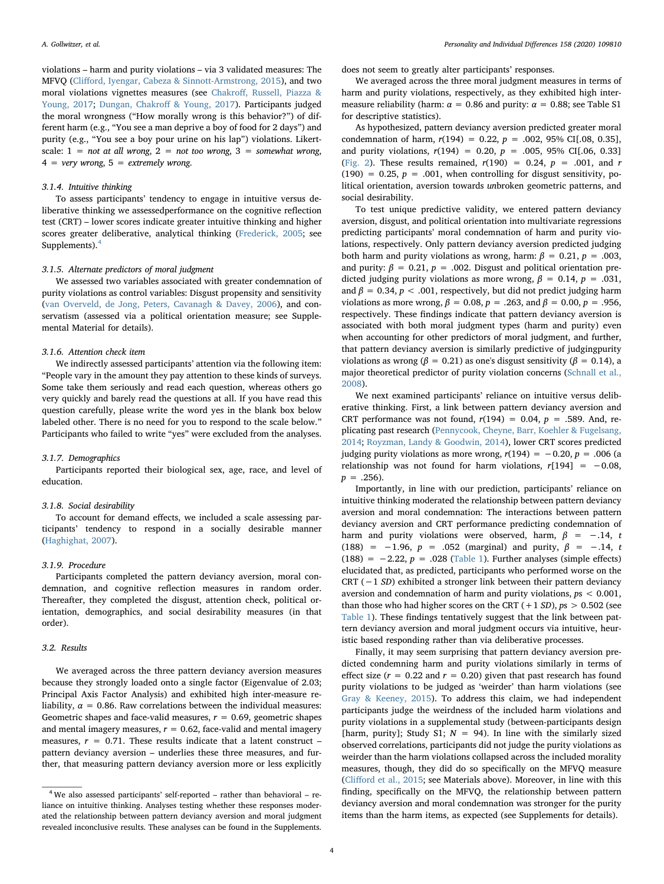violations – harm and purity violations – via 3 validated measures: The MFVQ (Clifford, Iyengar, Cabeza & Sinnott-Armstrong, 2015), and two moral violations vignettes measures (see Chakroff, Russell, Piazza & Young, 2017; Dungan, Chakroff & Young, 2017). Participants judged the moral wrongness ("How morally wrong is this behavior?") of different harm (e.g., "You see a man deprive a boy of food for 2 days") and purity (e.g., "You see a boy pour urine on his lap") violations. Likert-scale: 1 = *not at all wrong*, 2 = *not too wrong*, 3 = *somewhat wrong*, 4 = *very wrong*, 5 = *extremely wrong*.

#### 3.1.4. Intuitive thinking

To assess participants' tendency to engage in intuitive versus deliberative thinking we assessedperformance on the cognitive reflection test (CRT) – lower scores indicate greater intuitive thinking and higher scores greater deliberative, analytical thinking (Frederick, 2005; see Supplements).[4]

#### 3.1.5. Alternate predictors of moral judgment

We assessed two variables associated with greater condemnation of purity violations as control variables: Disgust propensity and sensitivity (van Overveld, de Jong, Peters, Cavanagh & Davey, 2006), and conservatism (assessed via a political orientation measure; see Supplemental Material for details).

#### 3.1.6. Attention check item

We indirectly assessed participants' attention via the following item: "People vary in the amount they pay attention to these kinds of surveys. Some take them seriously and read each question, whereas others go very quickly and barely read the questions at all. If you have read this question carefully, please write the word yes in the blank box below labeled other. There is no need for you to respond to the scale below." Participants who failed to write "yes" were excluded from the analyses.

#### 3.1.7. Demographics

Participants reported their biological sex, age, race, and level of education.

#### 3.1.8. Social desirability

To account for demand effects, we included a scale assessing participants' tendency to respond in a socially desirable manner (Haghighat, 2007).

#### 3.1.9. Procedure

Participants completed the pattern deviancy aversion, moral condemnation, and cognitive reflection measures in random order. Thereafter, they completed the disgust, attention check, political orientation, demographics, and social desirability measures (in that order).

### 3.2. Results

We averaged across the three pattern deviancy aversion measures because they strongly loaded onto a single factor (Eigenvalue of 2.03; Principal Axis Factor Analysis) and exhibited high inter-measure reliability, $\alpha = 0.86$. Raw correlations between the individual measures: Geometric shapes and face-valid measures, $r = 0.69$, geometric shapes and mental imagery measures, $r = 0.62$, face-valid and mental imagery measures, $r = 0.71$. These results indicate that a latent construct – pattern deviancy aversion – underlies these three measures, and further, that measuring pattern deviancy aversion more or less explicitly does not seem to greatly alter participants' responses.

We averaged across the three moral judgment measures in terms of harm and purity violations, respectively, as they exhibited high inter-measure reliability (harm: $\alpha = 0.86$ and purity: $\alpha = 0.88$; see Table S1 for descriptive statistics).

As hypothesized, pattern deviancy aversion predicted greater moral condemnation of harm, $r(194) = 0.22$, $p = .002$, 95% CI[.08, 0.35], and purity violations, $r(194) = 0.20$, $p = .005$, 95% CI[.06, 0.33] (Fig. 2). These results remained, $r(190) = 0.24$, $p = .001$, and $r(190) = 0.25$, $p = .001$, when controlling for disgust sensitivity, political orientation, aversion towards *un*broken geometric patterns, and social desirability.

To test unique predictive validity, we entered pattern deviancy aversion, disgust, and political orientation into multivariate regressions predicting participants' moral condemnation of harm and purity violations, respectively. Only pattern deviancy aversion predicted judging both harm and purity violations as wrong, harm: $\beta = 0.21$, $p = .003$, and purity: $\beta = 0.21$, $p = .002$. Disgust and political orientation predicted judging purity violations as more wrong, $\beta = 0.14$, $p = .031$, and $\beta = 0.34$, $p < .001$, respectively, but did not predict judging harm violations as more wrong, $\beta = 0.08$, $p = .263$, and $\beta = 0.00$, $p = .956$, respectively. These findings indicate that pattern deviancy aversion is associated with both moral judgment types (harm and purity) even when accounting for other predictors of moral judgment, and further, that pattern deviancy aversion is similarly predictive of judgingpurity violations as wrong ($\beta = 0.21$) as one's disgust sensitivity ($\beta = 0.14$), a major theoretical predictor of purity violation concerns (Schnall et al., 2008).

We next examined participants' reliance on intuitive versus deliberative thinking. First, a link between pattern deviancy aversion and CRT performance was not found, $r(194) = 0.04$, $p = .589$. And, replicating past research (Pennycook, Cheyne, Barr, Koehler & Fugelsang, 2014; Royzman, Landy & Goodwin, 2014), lower CRT scores predicted judging purity violations as more wrong, $r(194) = -0.20$, $p = .006$ (a relationship was not found for harm violations, $r[194] = -0.08$, $p = .256$).

Importantly, in line with our prediction, participants' reliance on intuitive thinking moderated the relationship between pattern deviancy aversion and moral condemnation: The interactions between pattern deviancy aversion and CRT performance predicting condemnation of harm and purity violations were observed, harm, $\beta = -.14$, $t(188) = -1.96$, $p = .052$ (marginal) and purity, $\beta = -.14$, $t(188) = -2.22$, $p = .028$ (Table 1). Further analyses (simple effects) elucidated that, as predicted, participants who performed worse on the CRT ($-1$ *SD*) exhibited a stronger link between their pattern deviancy aversion and condemnation of harm and purity violations, $ps < 0.001$, than those who had higher scores on the CRT ($+1$ *SD*), $ps > 0.502$ (see Table 1). These findings tentatively suggest that the link between pattern deviancy aversion and moral judgment occurs via intuitive, heuristic based responding rather than via deliberative processes.

Finally, it may seem surprising that pattern deviancy aversion predicted condemning harm and purity violations similarly in terms of effect size ($r = 0.22$ and $r = 0.20$) given that past research has found purity violations to be judged as 'weirder' than harm violations (see Gray & Keeney, 2015). To address this claim, we had independent participants judge the weirdness of the included harm violations and purity violations in a supplemental study (between-participants design [harm, purity]; Study S1; $N = 94$). In line with the similarly sized observed correlations, participants did not judge the purity violations as weirder than the harm violations collapsed across the included morality measures, though, they did do so specifically on the MFVQ measure (Clifford et al., 2015; see Materials above). Moreover, in line with this finding, specifically on the MFVQ, the relationship between pattern deviancy aversion and moral condemnation was stronger for the purity items than the harm items, as expected (see Supplements for details).

---

[4] We also assessed participants' self-reported – rather than behavioral – reliance on intuitive thinking. Analyses testing whether these responses moderated the relationship between pattern deviancy aversion and moral judgment revealed inconclusive results. These analyses can be found in the Supplements.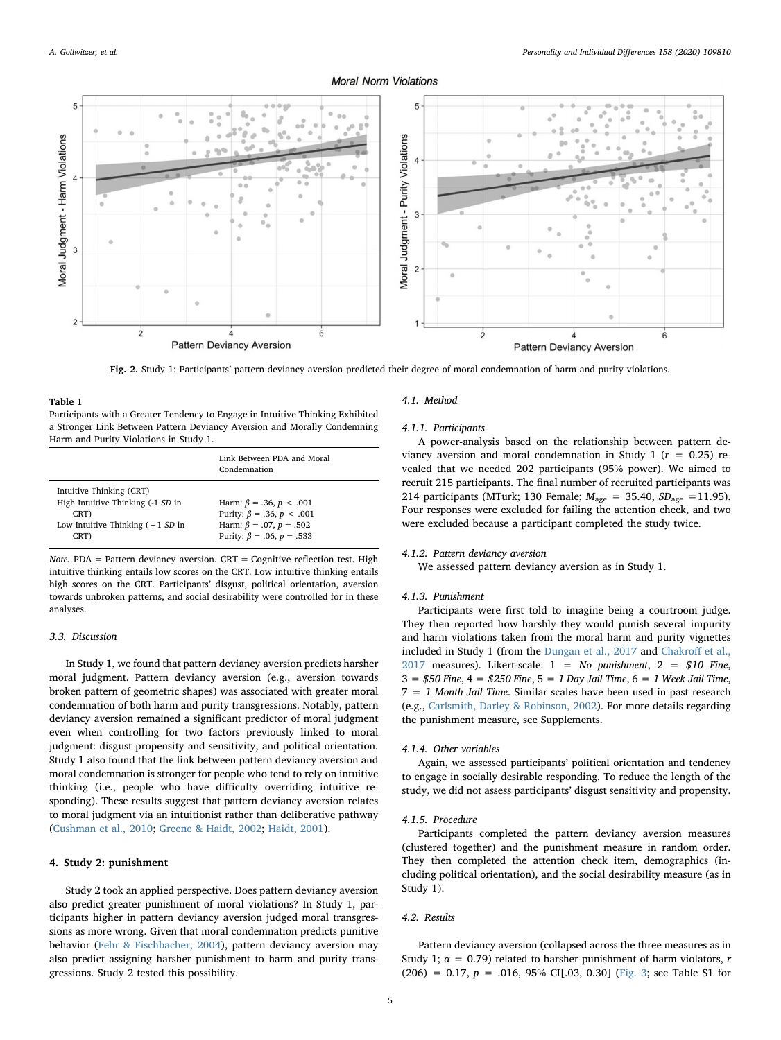Fig. 2. Study 1: Participants' pattern deviancy aversion predicted their degree of moral condemnation of harm and purity violations.

**Table 1**
Participants with a Greater Tendency to Engage in Intuitive Thinking Exhibited a Stronger Link Between Pattern Deviancy Aversion and Morally Condemning Harm and Purity Violations in Study 1.

| | Link Between PDA and Moral Condemnation |
|---|---|
| Intuitive Thinking (CRT) | |
| High Intuitive Thinking (-1 *SD* in CRT) | Harm: $\beta = .36$, $p < .001$<br>Purity: $\beta = .36$, $p < .001$ |
| Low Intuitive Thinking (+1 *SD* in CRT) | Harm: $\beta = .07$, $p = .502$<br>Purity: $\beta = .06$, $p = .533$ |

*Note.* PDA = Pattern deviancy aversion. CRT = Cognitive reflection test. High intuitive thinking entails low scores on the CRT. Low intuitive thinking entails high scores on the CRT. Participants' disgust, political orientation, aversion towards unbroken patterns, and social desirability were controlled for in these analyses.

### 3.3. Discussion

In Study 1, we found that pattern deviancy aversion predicts harsher moral judgment. Pattern deviancy aversion (e.g., aversion towards broken pattern of geometric shapes) was associated with greater moral condemnation of both harm and purity transgressions. Notably, pattern deviancy aversion remained a significant predictor of moral judgment even when controlling for two factors previously linked to moral judgment: disgust propensity and sensitivity, and political orientation. Study 1 also found that the link between pattern deviancy aversion and moral condemnation is stronger for people who tend to rely on intuitive thinking (i.e., people who have difficulty overriding intuitive responding). These results suggest that pattern deviancy aversion relates to moral judgment via an intuitionist rather than deliberative pathway (Cushman et al., 2010; Greene & Haidt, 2002; Haidt, 2001).

## 4. Study 2: punishment

Study 2 took an applied perspective. Does pattern deviancy aversion also predict greater punishment of moral violations? In Study 1, participants higher in pattern deviancy aversion judged moral transgressions as more wrong. Given that moral condemnation predicts punitive behavior (Fehr & Fischbacher, 2004), pattern deviancy aversion may also predict assigning harsher punishment to harm and purity transgressions. Study 2 tested this possibility.

### 4.1. Method

#### 4.1.1. Participants

A power-analysis based on the relationship between pattern deviancy aversion and moral condemnation in Study 1 ($r = 0.25$) revealed that we needed 202 participants (95% power). We aimed to recruit 215 participants. The final number of recruited participants was 214 participants (MTurk; 130 Female; $M_{age} = 35.40$, $SD_{age} = 11.95$). Four responses were excluded for failing the attention check, and two were excluded because a participant completed the study twice.

#### 4.1.2. Pattern deviancy aversion

We assessed pattern deviancy aversion as in Study 1.

#### 4.1.3. Punishment

Participants were first told to imagine being a courtroom judge. They then reported how harshly they would punish several impurity and harm violations taken from the moral harm and purity vignettes included in Study 1 (from the Dungan et al., 2017 and Chakroff et al., 2017 measures). Likert-scale: 1 = *No punishment*, 2 = *$10 Fine*, 3 = *$50 Fine*, 4 = *$250 Fine*, 5 = *1 Day Jail Time*, 6 = *1 Week Jail Time*, 7 = *1 Month Jail Time*. Similar scales have been used in past research (e.g., Carlsmith, Darley & Robinson, 2002). For more details regarding the punishment measure, see Supplements.

#### 4.1.4. Other variables

Again, we assessed participants' political orientation and tendency to engage in socially desirable responding. To reduce the length of the study, we did not assess participants' disgust sensitivity and propensity.

#### 4.1.5. Procedure

Participants completed the pattern deviancy aversion measures (clustered together) and the punishment measure in random order. They then completed the attention check item, demographics (including political orientation), and the social desirability measure (as in Study 1).

### 4.2. Results

Pattern deviancy aversion (collapsed across the three measures as in Study 1; $\alpha = 0.79$) related to harsher punishment of harm violators, $r(206) = 0.17$, $p = .016$, 95% CI[.03, 0.30] (Fig. 3; see Table S1 for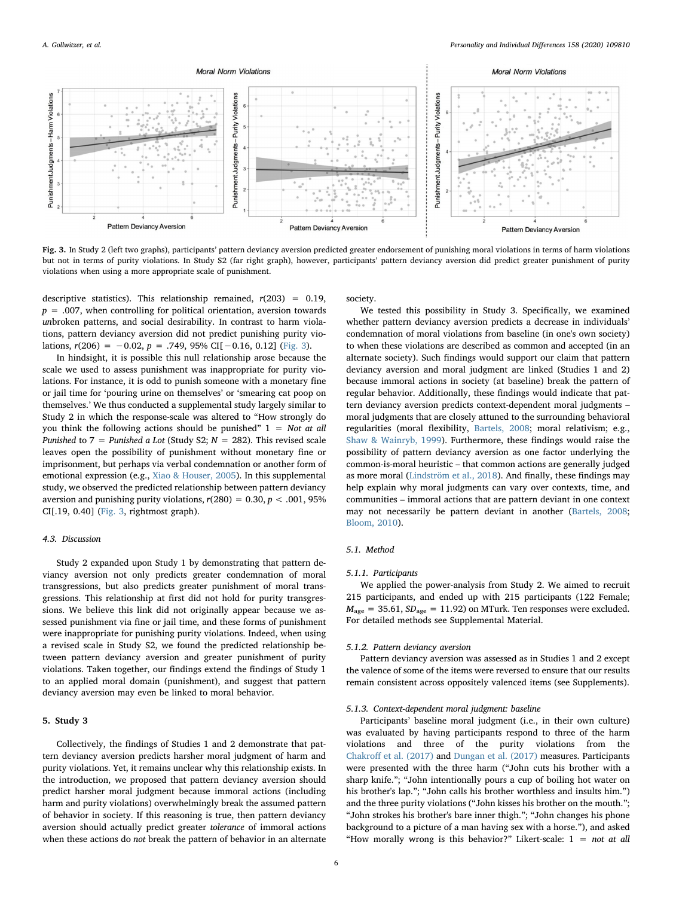**Fig. 3.** In Study 2 (left two graphs), participants' pattern deviancy aversion predicted greater endorsement of punishing moral violations in terms of harm violations but not in terms of purity violations. In Study S2 (far right graph), however, participants' pattern deviancy aversion did predict greater punishment of purity violations when using a more appropriate scale of punishment.

descriptive statistics). This relationship remained, $r(203) = 0.19$, $p = .007$, when controlling for political orientation, aversion towards *un*broken patterns, and social desirability. In contrast to harm violations, pattern deviancy aversion did not predict punishing purity violations, $r(206) = -0.02$, $p = .749$, 95% CI[−0.16, 0.12] (Fig. 3).

In hindsight, it is possible this null relationship arose because the scale we used to assess punishment was inappropriate for purity violations. For instance, it is odd to punish someone with a monetary fine or jail time for 'pouring urine on themselves' or 'smearing cat poop on themselves.' We thus conducted a supplemental study largely similar to Study 2 in which the response-scale was altered to "How strongly do you think the following actions should be punished" 1 = *Not at all Punished* to 7 = *Punished a Lot* (Study S2; $N = 282$). This revised scale leaves open the possibility of punishment without monetary fine or imprisonment, but perhaps via verbal condemnation or another form of emotional expression (e.g., Xiao & Houser, 2005). In this supplemental study, we observed the predicted relationship between pattern deviancy aversion and punishing purity violations, $r(280) = 0.30$, $p < .001$, 95% CI[.19, 0.40] (Fig. 3, rightmost graph).

### 4.3. Discussion

Study 2 expanded upon Study 1 by demonstrating that pattern deviancy aversion not only predicts greater condemnation of moral transgressions, but also predicts greater punishment of moral transgressions. This relationship at first did not hold for purity transgressions. We believe this link did not originally appear because we assessed punishment via fine or jail time, and these forms of punishment were inappropriate for punishing purity violations. Indeed, when using a revised scale in Study S2, we found the predicted relationship between pattern deviancy aversion and greater punishment of purity violations. Taken together, our findings extend the findings of Study 1 to an applied moral domain (punishment), and suggest that pattern deviancy aversion may even be linked to moral behavior.

## 5. Study 3

Collectively, the findings of Studies 1 and 2 demonstrate that pattern deviancy aversion predicts harsher moral judgment of harm and purity violations. Yet, it remains unclear why this relationship exists. In the introduction, we proposed that pattern deviancy aversion should predict harsher moral judgment because immoral actions (including harm and purity violations) overwhelmingly break the assumed pattern of behavior in society. If this reasoning is true, then pattern deviancy aversion should actually predict greater *tolerance* of immoral actions when these actions do *not* break the pattern of behavior in an alternate society.

We tested this possibility in Study 3. Specifically, we examined whether pattern deviancy aversion predicts a decrease in individuals' condemnation of moral violations from baseline (in one's own society) to when these violations are described as common and accepted (in an alternate society). Such findings would support our claim that pattern deviancy aversion and moral judgment are linked (Studies 1 and 2) because immoral actions in society (at baseline) break the pattern of regular behavior. Additionally, these findings would indicate that pattern deviancy aversion predicts context-dependent moral judgments – moral judgments that are closely attuned to the surrounding behavioral regularities (moral flexibility, Bartels, 2008; moral relativism; e.g., Shaw & Wainryb, 1999). Furthermore, these findings would raise the possibility of pattern deviancy aversion as one factor underlying the common-is-moral heuristic – that common actions are generally judged as more moral (Lindström et al., 2018). And finally, these findings may help explain why moral judgments can vary over contexts, time, and communities – immoral actions that are pattern deviant in one context may not necessarily be pattern deviant in another (Bartels, 2008; Bloom, 2010).

### 5.1. Method

#### 5.1.1. Participants

We applied the power-analysis from Study 2. We aimed to recruit 215 participants, and ended up with 215 participants (122 Female; $M_{age} = 35.61$, $SD_{age} = 11.92$) on MTurk. Ten responses were excluded. For detailed methods see Supplemental Material.

#### 5.1.2. Pattern deviancy aversion

Pattern deviancy aversion was assessed as in Studies 1 and 2 except the valence of some of the items were reversed to ensure that our results remain consistent across oppositely valenced items (see Supplements).

#### 5.1.3. Context-dependent moral judgment: baseline

Participants' baseline moral judgment (i.e., in their own culture) was evaluated by having participants respond to three of the harm violations and three of the purity violations from the Chakroff et al. (2017) and Dungan et al. (2017) measures. Participants were presented with the three harm ("John cuts his brother with a sharp knife."; "John intentionally pours a cup of boiling hot water on his brother's lap."; "John calls his brother worthless and insults him.") and the three purity violations ("John kisses his brother on the mouth."; "John strokes his brother's bare inner thigh."; "John changes his phone background to a picture of a man having sex with a horse."), and asked "How morally wrong is this behavior?" Likert-scale: 1 = *not at all*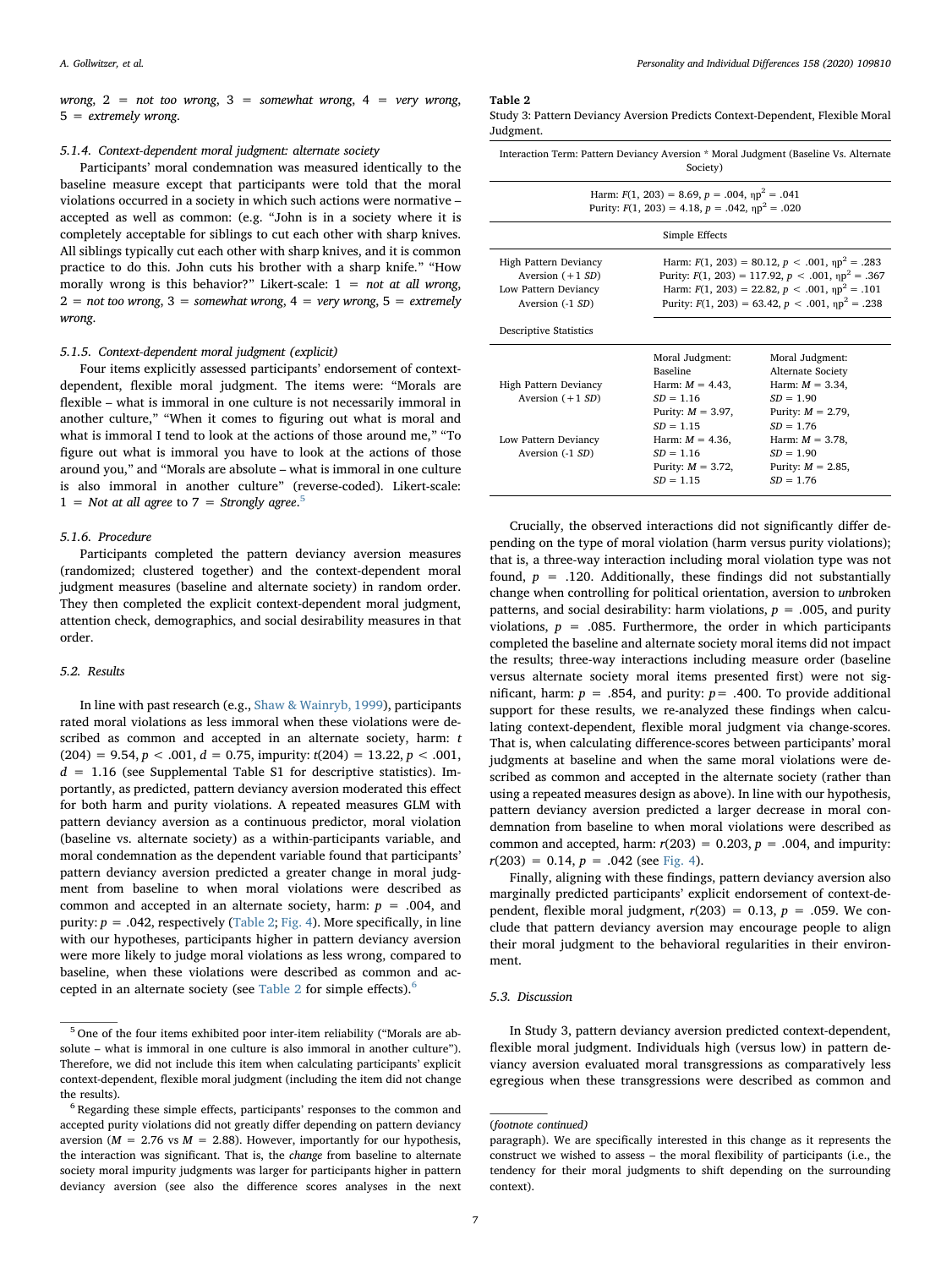*wrong*, 2 = *not too wrong*, 3 = *somewhat wrong*, 4 = *very wrong*, 5 = *extremely wrong*.

#### 5.1.4. Context-dependent moral judgment: alternate society

Participants' moral condemnation was measured identically to the baseline measure except that participants were told that the moral violations occurred in a society in which such actions were normative – accepted as well as common: (e.g. "John is in a society where it is completely acceptable for siblings to cut each other with sharp knives. All siblings typically cut each other with sharp knives, and it is common practice to do this. John cuts his brother with a sharp knife." "How morally wrong is this behavior?" Likert-scale: 1 = *not at all wrong*, 2 = *not too wrong*, 3 = *somewhat wrong*, 4 = *very wrong*, 5 = *extremely wrong*.

#### 5.1.5. Context-dependent moral judgment (explicit)

Four items explicitly assessed participants' endorsement of context-dependent, flexible moral judgment. The items were: "Morals are flexible – what is immoral in one culture is not necessarily immoral in another culture," "When it comes to figuring out what is moral and what is immoral I tend to look at the actions of those around me," "To figure out what is immoral you have to look at the actions of those around you," and "Morals are absolute – what is immoral in one culture is also immoral in another culture" (reverse-coded). Likert-scale: 1 = *Not at all agree* to 7 = *Strongly agree*.[5]

#### 5.1.6. Procedure

Participants completed the pattern deviancy aversion measures (randomized; clustered together) and the context-dependent moral judgment measures (baseline and alternate society) in random order. They then completed the explicit context-dependent moral judgment, attention check, demographics, and social desirability measures in that order.

### 5.2. Results

In line with past research (e.g., Shaw & Wainryb, 1999), participants rated moral violations as less immoral when these violations were described as common and accepted in an alternate society, harm: $t(204) = 9.54$, $p < .001$, $d = 0.75$, impurity: $t(204) = 13.22$, $p < .001$, $d = 1.16$ (see Supplemental Table S1 for descriptive statistics). Importantly, as predicted, pattern deviancy aversion moderated this effect for both harm and purity violations. A repeated measures GLM with pattern deviancy aversion as a continuous predictor, moral violation (baseline vs. alternate society) as a within-participants variable, and moral condemnation as the dependent variable found that participants' pattern deviancy aversion predicted a greater change in moral judgment from baseline to when moral violations were described as common and accepted in an alternate society, harm: $p = .004$, and purity: $p = .042$, respectively (Table 2; Fig. 4). More specifically, in line with our hypotheses, participants higher in pattern deviancy aversion were more likely to judge moral violations as less wrong, compared to baseline, when these violations were described as common and accepted in an alternate society (see Table 2 for simple effects).[6]

**Table 2**
Study 3: Pattern Deviancy Aversion Predicts Context-Dependent, Flexible Moral Judgment.

| Interaction Term: Pattern Deviancy Aversion * Moral Judgment (Baseline Vs. Alternate Society) | | |
|---|---|---|
| | Harm: $F(1, 203) = 8.69$, $p = .004$, $\eta_p^2 = .041$<br>Purity: $F(1, 203) = 4.18$, $p = .042$, $\eta_p^2 = .020$ | |
| **Simple Effects** | | |
| High Pattern Deviancy Aversion (+1 *SD*) | Harm: $F(1, 203) = 80.12$, $p < .001$, $\eta_p^2 = .283$<br>Purity: $F(1, 203) = 117.92$, $p < .001$, $\eta_p^2 = .367$ | |
| Low Pattern Deviancy Aversion (-1 *SD*) | Harm: $F(1, 203) = 22.82$, $p < .001$, $\eta_p^2 = .101$<br>Purity: $F(1, 203) = 63.42$, $p < .001$, $\eta_p^2 = .238$ | |
| **Descriptive Statistics** | | |
| | Moral Judgment: Baseline | Moral Judgment: Alternate Society |
| High Pattern Deviancy Aversion (+1 *SD*) | Harm: $M = 4.43$, $SD = 1.16$<br>Purity: $M = 3.97$, $SD = 1.15$ | Harm: $M = 3.34$, $SD = 1.90$<br>Purity: $M = 2.79$, $SD = 1.76$ |
| Low Pattern Deviancy Aversion (-1 *SD*) | Harm: $M = 4.36$, $SD = 1.16$<br>Purity: $M = 3.72$, $SD = 1.15$ | Harm: $M = 3.78$, $SD = 1.90$<br>Purity: $M = 2.85$, $SD = 1.76$ |

Crucially, the observed interactions did not significantly differ depending on the type of moral violation (harm versus purity violations); that is, a three-way interaction including moral violation type was not found, $p = .120$. Additionally, these findings did not substantially change when controlling for political orientation, aversion to *un*broken patterns, and social desirability: harm violations, $p = .005$, and purity violations, $p = .085$. Furthermore, the order in which participants completed the baseline and alternate society moral items did not impact the results; three-way interactions including measure order (baseline versus alternate society moral items presented first) were not significant, harm: $p = .854$, and purity: $p = .400$. To provide additional support for these results, we re-analyzed these findings when calculating context-dependent, flexible moral judgment via change-scores. That is, when calculating difference-scores between participants' moral judgments at baseline and when the same moral violations were described as common and accepted in the alternate society (rather than using a repeated measures design as above). In line with our hypothesis, pattern deviancy aversion predicted a larger decrease in moral condemnation from baseline to when moral violations were described as common and accepted, harm: $r(203) = 0.203$, $p = .004$, and impurity: $r(203) = 0.14$, $p = .042$ (see Fig. 4).

Finally, aligning with these findings, pattern deviancy aversion also marginally predicted participants' explicit endorsement of context-dependent, flexible moral judgment, $r(203) = 0.13$, $p = .059$. We conclude that pattern deviancy aversion may encourage people to align their moral judgment to the behavioral regularities in their environment.

### 5.3. Discussion

In Study 3, pattern deviancy aversion predicted context-dependent, flexible moral judgment. Individuals high (versus low) in pattern deviancy aversion evaluated moral transgressions as comparatively less egregious when these transgressions were described as common and

---

[5] One of the four items exhibited poor inter-item reliability ("Morals are absolute – what is immoral in one culture is also immoral in another culture"). Therefore, we did not include this item when calculating participants' explicit context-dependent, flexible moral judgment (including the item did not change the results).

[6] Regarding these simple effects, participants' responses to the common and accepted purity violations did not greatly differ depending on pattern deviancy aversion ($M = 2.76$ vs $M = 2.88$). However, importantly for our hypothesis, the interaction was significant. That is, the *change* from baseline to alternate society moral impurity judgments was larger for participants higher in pattern deviancy aversion (see also the difference scores analyses in the next paragraph). We are specifically interested in this change as it represents the construct we wished to assess – the moral flexibility of participants (i.e., the tendency for their moral judgments to shift depending on the surrounding context).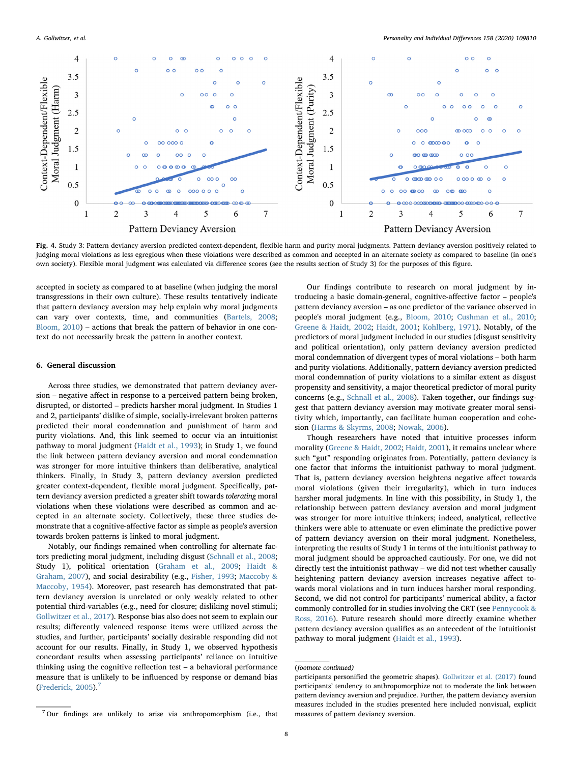**Fig. 4.** Study 3: Pattern deviancy aversion predicted context-dependent, flexible harm and purity moral judgments. Pattern deviancy aversion positively related to judging moral violations as less egregious when these violations were described as common and accepted in an alternate society as compared to baseline (in one's own society). Flexible moral judgment was calculated via difference scores (see the results section of Study 3) for the purposes of this figure.

accepted in society as compared to at baseline (when judging the moral transgressions in their own culture). These results tentatively indicate that pattern deviancy aversion may help explain why moral judgments can vary over contexts, time, and communities (Bartels, 2008; Bloom, 2010) – actions that break the pattern of behavior in one context do not necessarily break the pattern in another context.

## 6. General discussion

Across three studies, we demonstrated that pattern deviancy aversion – negative affect in response to a perceived pattern being broken, disrupted, or distorted – predicts harsher moral judgment. In Studies 1 and 2, participants' dislike of simple, socially-irrelevant broken patterns predicted their moral condemnation and punishment of harm and purity violations. And, this link seemed to occur via an intuitionist pathway to moral judgment (Haidt et al., 1993); in Study 1, we found the link between pattern deviancy aversion and moral condemnation was stronger for more intuitive thinkers than deliberative, analytical thinkers. Finally, in Study 3, pattern deviancy aversion predicted greater context-dependent, flexible moral judgment. Specifically, pattern deviancy aversion predicted a greater shift towards *tolerating* moral violations when these violations were described as common and accepted in an alternate society. Collectively, these three studies demonstrate that a cognitive-affective factor as simple as people's aversion towards broken patterns is linked to moral judgment.

Notably, our findings remained when controlling for alternate factors predicting moral judgment, including disgust (Schnall et al., 2008; Study 1), political orientation (Graham et al., 2009; Haidt & Graham, 2007), and social desirability (e.g., Fisher, 1993; Maccoby & Maccoby, 1954). Moreover, past research has demonstrated that pattern deviancy aversion is unrelated or only weakly related to other potential third-variables (e.g., need for closure; disliking novel stimuli; Gollwitzer et al., 2017). Response bias also does not seem to explain our results; differently valenced response items were utilized across the studies, and further, participants' socially desirable responding did not account for our results. Finally, in Study 1, we observed hypothesis concordant results when assessing participants' reliance on intuitive thinking using the cognitive reflection test – a behavioral performance measure that is unlikely to be influenced by response or demand bias (Frederick, 2005).[7]

Our findings contribute to research on moral judgment by introducing a basic domain-general, cognitive-affective factor – people's pattern deviancy aversion – as one predictor of the variance observed in people's moral judgment (e.g., Bloom, 2010; Cushman et al., 2010; Greene & Haidt, 2002; Haidt, 2001; Kohlberg, 1971). Notably, of the predictors of moral judgment included in our studies (disgust sensitivity and political orientation), only pattern deviancy aversion predicted moral condemnation of divergent types of moral violations – both harm and purity violations. Additionally, pattern deviancy aversion predicted moral condemnation of purity violations to a similar extent as disgust propensity and sensitivity, a major theoretical predictor of moral purity concerns (e.g., Schnall et al., 2008). Taken together, our findings suggest that pattern deviancy aversion may motivate greater moral sensitivity which, importantly, can facilitate human cooperation and cohesion (Harms & Skyrms, 2008; Nowak, 2006).

Though researchers have noted that intuitive processes inform morality (Greene & Haidt, 2002; Haidt, 2001), it remains unclear where such "gut" responding originates from. Potentially, pattern deviancy is one factor that informs the intuitionist pathway to moral judgment. That is, pattern deviancy aversion heightens negative affect towards moral violations (given their irregularity), which in turn induces harsher moral judgments. In line with this possibility, in Study 1, the relationship between pattern deviancy aversion and moral judgment was stronger for more intuitive thinkers; indeed, analytical, reflective thinkers were able to attenuate or even eliminate the predictive power of pattern deviancy aversion on their moral judgment. Nonetheless, interpreting the results of Study 1 in terms of the intuitionist pathway to moral judgment should be approached cautiously. For one, we did not directly test the intuitionist pathway – we did not test whether causally heightening pattern deviancy aversion increases negative affect towards moral violations and in turn induces harsher moral responding. Second, we did not control for participants' numerical ability, a factor commonly controlled for in studies involving the CRT (see Pennycook & Ross, 2016). Future research should more directly examine whether pattern deviancy aversion qualifies as an antecedent of the intuitionist pathway to moral judgment (Haidt et al., 1993).

---

[7] Our findings are unlikely to arise via anthropomorphism (i.e., that participants personified the geometric shapes). Gollwitzer et al. (2017) found participants' tendency to anthropomorphize not to moderate the link between pattern deviancy aversion and prejudice. Further, the pattern deviancy aversion measures included in the studies presented here included nonvisual, explicit measures of pattern deviancy aversion.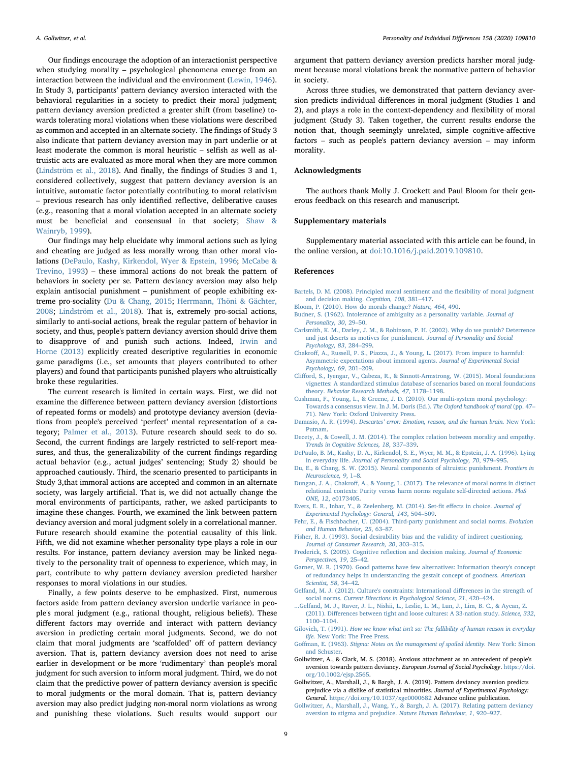Our findings encourage the adoption of an interactionist perspective when studying morality – psychological phenomena emerge from an interaction between the individual and the environment (Lewin, 1946). In Study 3, participants' pattern deviancy aversion interacted with the behavioral regularities in a society to predict their moral judgment; pattern deviancy aversion predicted a greater shift (from baseline) towards tolerating moral violations when these violations were described as common and accepted in an alternate society. The findings of Study 3 also indicate that pattern deviancy aversion may in part underlie or at least moderate the common is moral heuristic – selfish as well as altruistic acts are evaluated as more moral when they are more common (Lindström et al., 2018). And finally, the findings of Studies 3 and 1, considered collectively, suggest that pattern deviancy aversion is an intuitive, automatic factor potentially contributing to moral relativism – previous research has only identified reflective, deliberative causes (e.g., reasoning that a moral violation accepted in an alternate society must be beneficial and consensual in that society; Shaw & Wainryb, 1999).

Our findings may help elucidate why immoral actions such as lying and cheating are judged as less morally wrong than other moral violations (DePaulo, Kashy, Kirkendol, Wyer & Epstein, 1996; McCabe & Trevino, 1993) – these immoral actions do not break the pattern of behaviors in society per se. Pattern deviancy aversion may also help explain antisocial punishment – punishment of people exhibiting extreme pro-sociality (Du & Chang, 2015; Herrmann, Thöni & Gächter, 2008; Lindström et al., 2018). That is, extremely pro-social actions, similarly to anti-social actions, break the regular pattern of behavior in society, and thus, people's pattern deviancy aversion should drive them to disapprove of and punish such actions. Indeed, Irwin and Horne (2013) explicitly created descriptive regularities in economic game paradigms (i.e., set amounts that players contributed to other players) and found that participants punished players who altruistically broke these regularities.

The current research is limited in certain ways. First, we did not examine the difference between pattern deviancy aversion (distortions of repeated forms or models) and prototype deviancy aversion (deviations from people's perceived 'perfect' mental representation of a category; Palmer et al., 2013). Future research should seek to do so. Second, the current findings are largely restricted to self-report measures, and thus, the generalizability of the current findings regarding actual behavior (e.g., actual judges' sentencing; Study 2) should be approached cautiously. Third, the scenario presented to participants in Study 3,that immoral actions are accepted and common in an alternate society, was largely artificial. That is, we did not actually change the moral environments of participants, rather, we asked participants to imagine these changes. Fourth, we examined the link between pattern deviancy aversion and moral judgment solely in a correlational manner. Future research should examine the potential causality of this link. Fifth, we did not examine whether personality type plays a role in our results. For instance, pattern deviancy aversion may be linked negatively to the personality trait of openness to experience, which may, in part, contribute to why pattern deviancy aversion predicted harsher responses to moral violations in our studies.

Finally, a few points deserve to be emphasized. First, numerous factors aside from pattern deviancy aversion underlie variance in people's moral judgment (e.g., rational thought, religious beliefs). These different factors may override and interact with pattern deviancy aversion in predicting certain moral judgments. Second, we do not claim that moral judgments are 'scaffolded' off of pattern deviancy aversion. That is, pattern deviancy aversion does not need to arise earlier in development or be more 'rudimentary' than people's moral judgment for such aversion to inform moral judgment. Third, we do not claim that the predictive power of pattern deviancy aversion is specific to moral judgments or the moral domain. That is, pattern deviancy aversion may also predict judging *non*-moral norm violations as wrong and punishing these violations. Such results would support our argument that pattern deviancy aversion predicts harsher moral judgment because moral violations break the normative pattern of behavior in society.

Across three studies, we demonstrated that pattern deviancy aversion predicts individual differences in moral judgment (Studies 1 and 2), and plays a role in the context-dependency and flexibility of moral judgment (Study 3). Taken together, the current results endorse the notion that, though seemingly unrelated, simple cognitive-affective factors – such as people's pattern deviancy aversion – may inform morality.

## Acknowledgments

The authors thank Molly J. Crockett and Paul Bloom for their generous feedback on this research and manuscript.

## Supplementary materials

Supplementary material associated with this article can be found, in the online version, at doi:10.1016/j.paid.2019.109810.

## References

Bartels, D. M. (2008). Principled moral sentiment and the flexibility of moral judgment and decision making. *Cognition, 108*, 381–417.

Bloom, P. (2010). How do morals change? *Nature, 464*, 490.

Budner, S. (1962). Intolerance of ambiguity as a personality variable. *Journal of Personality, 30*, 29–50.

Carlsmith, K. M., Darley, J. M., & Robinson, P. H. (2002). Why do we punish? Deterrence and just deserts as motives for punishment. *Journal of Personality and Social Psychology, 83*, 284–299.

Chakroff, A., Russell, P. S., Piazza, J., & Young, L. (2017). From impure to harmful: Asymmetric expectations about immoral agents. *Journal of Experimental Social Psychology, 69*, 201–209.

Clifford, S., Iyengar, V., Cabeza, R., & Sinnott-Armstrong, W. (2015). Moral foundations vignettes: A standardized stimulus database of scenarios based on moral foundations theory. *Behavior Research Methods, 47*, 1178–1198.

Cushman, F., Young, L., & Greene, J. D. (2010). Our multi-system moral psychology: Towards a consensus view. In J. M. Doris (Ed.). *The Oxford handbook of moral* (pp. 47–71). New York: Oxford University Press.

Damasio, A. R. (1994). *Descartes' error: Emotion, reason, and the human brain.* New York: Putnam.

Decety, J., & Cowell, J. M. (2014). The complex relation between morality and empathy. *Trends in Cognitive Sciences, 18*, 337–339.

DePaulo, B. M., Kashy, D. A., Kirkendol, S. E., Wyer, M. M., & Epstein, J. A. (1996). Lying in everyday life. *Journal of Personality and Social Psychology, 70*, 979–995.

Du, E., & Chang, S. W. (2015). Neural components of altruistic punishment. *Frontiers in Neuroscience, 9*, 1–8.

Dungan, J. A., Chakroff, A., & Young, L. (2017). The relevance of moral norms in distinct relational contexts: Purity versus harm norms regulate self-directed actions. *PloS ONE, 12*, e0173405.

Evers, E. R., Inbar, Y., & Zeelenberg, M. (2014). Set-fit effects in choice. *Journal of Experimental Psychology: General, 143*, 504–509.

Fehr, E., & Fischbacher, U. (2004). Third-party punishment and social norms. *Evolution and Human Behavior, 25*, 63–87.

Fisher, R. J. (1993). Social desirability bias and the validity of indirect questioning. *Journal of Consumer Research, 20*, 303–315.

Frederick, S. (2005). Cognitive reflection and decision making. *Journal of Economic Perspectives, 19*, 25–42.

Garner, W. R. (1970). Good patterns have few alternatives: Information theory's concept of redundancy helps in understanding the gestalt concept of goodness. *American Scientist, 58*, 34–42.

Gelfand, M. J. (2012). Culture's constraints: International differences in the strength of social norms. *Current Directions in Psychological Science, 21*, 420–424.

...Gelfand, M. J., Raver, J. L., Nishii, L., Leslie, L. M., Lun, J., Lim, B. C., & Aycan, Z. (2011). Differences between tight and loose cultures: A 33-nation study. *Science, 332*, 1100–1104.

Gilovich, T. (1991). *How we know what isn't so: The fallibility of human reason in everyday life.* New York: The Free Press.

Goffman, E. (1963). *Stigma: Notes on the management of spoiled identity.* New York: Simon and Schuster.

Gollwitzer, A., & Clark, M. S. (2018). Anxious attachment as an antecedent of people's aversion towards pattern deviancy. *European Journal of Social Psychology.* https://doi.org/10.1002/ejsp.2565.

Gollwitzer, A., Marshall, J., & Bargh, J. A. (2019). Pattern deviancy aversion predicts prejudice via a dislike of statistical minorities. *Journal of Experimental Psychology: General.* https://doi.org/10.1037/xge0000682 Advance online publication.

Gollwitzer, A., Marshall, J., Wang, Y., & Bargh, J. A. (2017). Relating pattern deviancy aversion to stigma and prejudice. *Nature Human Behaviour, 1*, 920–927.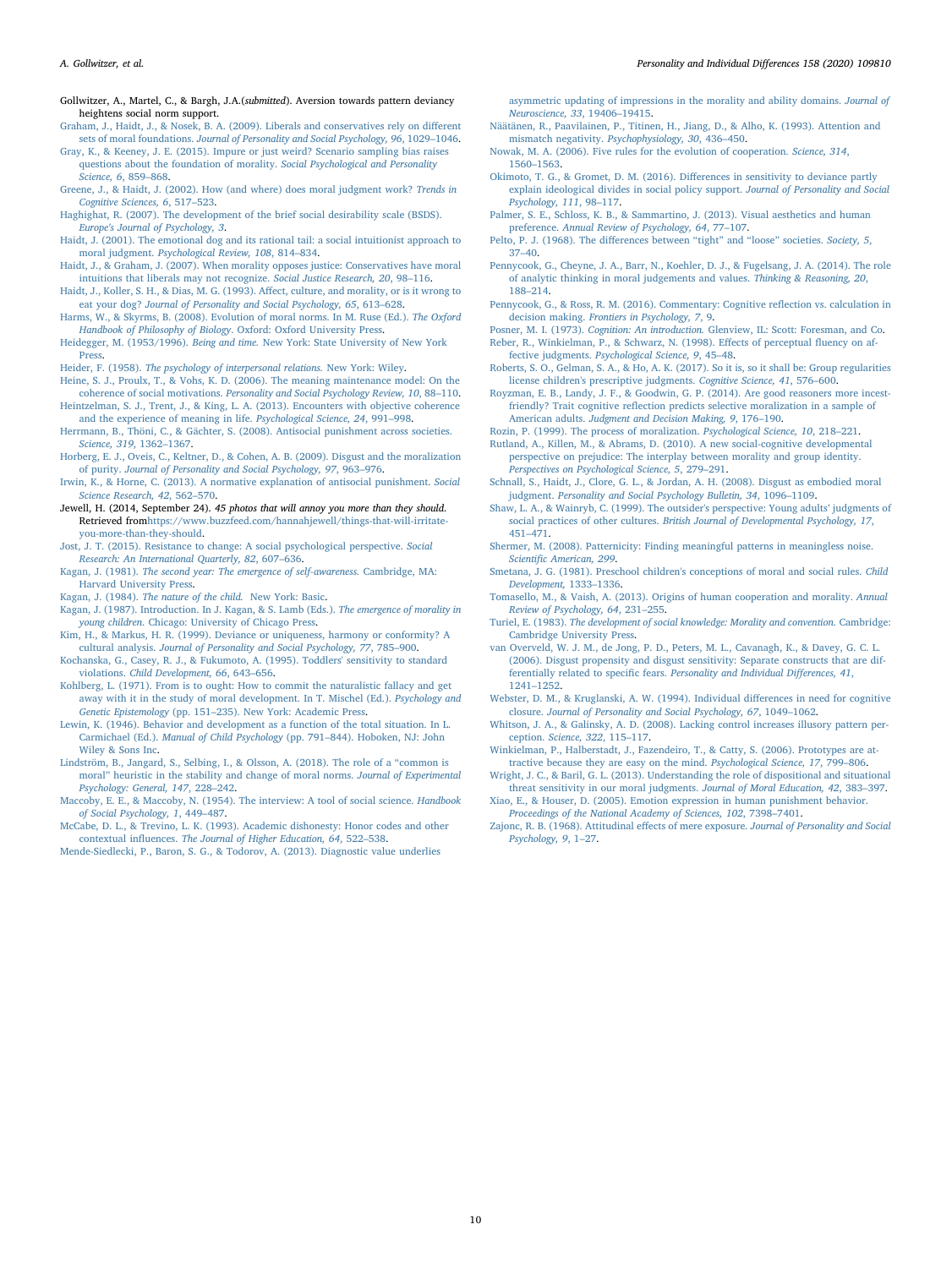Gollwitzer, A., Martel, C., & Bargh, J.A.(*submitted*). Aversion towards pattern deviancy heightens social norm support.

Graham, J., Haidt, J., & Nosek, B. A. (2009). Liberals and conservatives rely on different sets of moral foundations. *Journal of Personality and Social Psychology, 96*, 1029–1046.

Gray, K., & Keeney, J. E. (2015). Impure or just weird? Scenario sampling bias raises questions about the foundation of morality. *Social Psychological and Personality Science, 6*, 859–868.

Greene, J., & Haidt, J. (2002). How (and where) does moral judgment work? *Trends in Cognitive Sciences, 6*, 517–523.

Haghighat, R. (2007). The development of the brief social desirability scale (BSDS). *Europe's Journal of Psychology, 3*.

Haidt, J. (2001). The emotional dog and its rational tail: a social intuitionist approach to moral judgment. *Psychological Review, 108*, 814–834.

Haidt, J., & Graham, J. (2007). When morality opposes justice: Conservatives have moral intuitions that liberals may not recognize. *Social Justice Research, 20*, 98–116.

Haidt, J., Koller, S. H., & Dias, M. G. (1993). Affect, culture, and morality, or is it wrong to eat your dog? *Journal of Personality and Social Psychology, 65*, 613–628.

Harms, W., & Skyrms, B. (2008). Evolution of moral norms. In M. Ruse (Ed.). *The Oxford Handbook of Philosophy of Biology*. Oxford: Oxford University Press.

Heidegger, M. (1953/1996). *Being and time.* New York: State University of New York Press.

Heider, F. (1958). *The psychology of interpersonal relations.* New York: Wiley.

Heine, S. J., Proulx, T., & Vohs, K. D. (2006). The meaning maintenance model: On the coherence of social motivations. *Personality and Social Psychology Review, 10*, 88–110.

Heintzelman, S. J., Trent, J., & King, L. A. (2013). Encounters with objective coherence and the experience of meaning in life. *Psychological Science, 24*, 991–998.

Herrmann, B., Thöni, C., & Gächter, S. (2008). Antisocial punishment across societies. *Science, 319*, 1362–1367.

Horberg, E. J., Oveis, C., Keltner, D., & Cohen, A. B. (2009). Disgust and the moralization of purity. *Journal of Personality and Social Psychology, 97*, 963–976.

Irwin, K., & Horne, C. (2013). A normative explanation of antisocial punishment. *Social Science Research, 42*, 562–570.

Jewell, H. (2014, September 24). *45 photos that will annoy you more than they should.* Retrieved fromhttps://www.buzzfeed.com/hannahjewell/things-that-will-irritate-you-more-than-they-should.

Jost, J. T. (2015). Resistance to change: A social psychological perspective. *Social Research: An International Quarterly, 82*, 607–636.

Kagan, J. (1981). *The second year: The emergence of self-awareness.* Cambridge, MA: Harvard University Press.

Kagan, J. (1984). *The nature of the child.* New York: Basic.

Kagan, J. (1987). Introduction. In J. Kagan, & S. Lamb (Eds.). *The emergence of morality in young children*. Chicago: University of Chicago Press.

Kim, H., & Markus, H. R. (1999). Deviance or uniqueness, harmony or conformity? A cultural analysis. *Journal of Personality and Social Psychology, 77*, 785–900.

Kochanska, G., Casey, R. J., & Fukumoto, A. (1995). Toddlers' sensitivity to standard violations. *Child Development, 66*, 643–656.

Kohlberg, L. (1971). From is to ought: How to commit the naturalistic fallacy and get away with it in the study of moral development. In T. Mischel (Ed.). *Psychology and Genetic Epistemology* (pp. 151–235). New York: Academic Press.

Lewin, K. (1946). Behavior and development as a function of the total situation. In L. Carmichael (Ed.). *Manual of Child Psychology* (pp. 791–844). Hoboken, NJ: John Wiley & Sons Inc.

Lindström, B., Jangard, S., Selbing, I., & Olsson, A. (2018). The role of a "common is moral" heuristic in the stability and change of moral norms. *Journal of Experimental Psychology: General, 147*, 228–242.

Maccoby, E. E., & Maccoby, N. (1954). The interview: A tool of social science. *Handbook of Social Psychology, 1*, 449–487.

McCabe, D. L., & Trevino, L. K. (1993). Academic dishonesty: Honor codes and other contextual influences. *The Journal of Higher Education, 64*, 522–538.

Mende-Siedlecki, P., Baron, S. G., & Todorov, A. (2013). Diagnostic value underlies asymmetric updating of impressions in the morality and ability domains. *Journal of Neuroscience, 33*, 19406–19415.

Näätänen, R., Paavilainen, P., Titinen, H., Jiang, D., & Alho, K. (1993). Attention and mismatch negativity. *Psychophysiology, 30*, 436–450.

Nowak, M. A. (2006). Five rules for the evolution of cooperation. *Science, 314*, 1560–1563.

Okimoto, T. G., & Gromet, D. M. (2016). Differences in sensitivity to deviance partly explain ideological divides in social policy support. *Journal of Personality and Social Psychology, 111*, 98–117.

Palmer, S. E., Schloss, K. B., & Sammartino, J. (2013). Visual aesthetics and human preference. *Annual Review of Psychology, 64*, 77–107.

Pelto, P. J. (1968). The differences between "tight" and "loose" societies. *Society, 5*, 37–40.

Pennycook, G., Cheyne, J. A., Barr, N., Koehler, D. J., & Fugelsang, J. A. (2014). The role of analytic thinking in moral judgements and values. *Thinking & Reasoning, 20*, 188–214.

Pennycook, G., & Ross, R. M. (2016). Commentary: Cognitive reflection vs. calculation in decision making. *Frontiers in Psychology, 7*, 9.

Posner, M. I. (1973). *Cognition: An introduction.* Glenview, IL: Scott: Foresman, and Co.

Reber, R., Winkielman, P., & Schwarz, N. (1998). Effects of perceptual fluency on affective judgments. *Psychological Science, 9*, 45–48.

Roberts, S. O., Gelman, S. A., & Ho, A. K. (2017). So it is, so it shall be: Group regularities license children's prescriptive judgments. *Cognitive Science, 41*, 576–600.

Royzman, E. B., Landy, J. F., & Goodwin, G. P. (2014). Are good reasoners more incest-friendly? Trait cognitive reflection predicts selective moralization in a sample of American adults. *Judgment and Decision Making, 9*, 176–190.

Rozin, P. (1999). The process of moralization. *Psychological Science, 10*, 218–221.

Rutland, A., Killen, M., & Abrams, D. (2010). A new social-cognitive developmental perspective on prejudice: The interplay between morality and group identity. *Perspectives on Psychological Science, 5*, 279–291.

Schnall, S., Haidt, J., Clore, G. L., & Jordan, A. H. (2008). Disgust as embodied moral judgment. *Personality and Social Psychology Bulletin, 34*, 1096–1109.

Shaw, L. A., & Wainryb, C. (1999). The outsider's perspective: Young adults' judgments of social practices of other cultures. *British Journal of Developmental Psychology, 17*, 451–471.

Shermer, M. (2008). Patternicity: Finding meaningful patterns in meaningless noise. *Scientific American, 299*.

Smetana, J. G. (1981). Preschool children's conceptions of moral and social rules. *Child Development*, 1333–1336.

Tomasello, M., & Vaish, A. (2013). Origins of human cooperation and morality. *Annual Review of Psychology, 64*, 231–255.

Turiel, E. (1983). *The development of social knowledge: Morality and convention.* Cambridge: Cambridge University Press.

van Overveld, W. J. M., de Jong, P. D., Peters, M. L., Cavanagh, K., & Davey, G. C. L. (2006). Disgust propensity and disgust sensitivity: Separate constructs that are differentially related to specific fears. *Personality and Individual Differences, 41*, 1241–1252.

Webster, D. M., & Kruglanski, A. W. (1994). Individual differences in need for cognitive closure. *Journal of Personality and Social Psychology, 67*, 1049–1062.

Whitson, J. A., & Galinsky, A. D. (2008). Lacking control increases illusory pattern perception. *Science, 322*, 115–117.

Winkielman, P., Halberstadt, J., Fazendeiro, T., & Catty, S. (2006). Prototypes are attractive because they are easy on the mind. *Psychological Science, 17*, 799–806.

Wright, J. C., & Baril, G. L. (2013). Understanding the role of dispositional and situational threat sensitivity in our moral judgments. *Journal of Moral Education, 42*, 383–397.

Xiao, E., & Houser, D. (2005). Emotion expression in human punishment behavior. *Proceedings of the National Academy of Sciences, 102*, 7398–7401.

Zajonc, R. B. (1968). Attitudinal effects of mere exposure. *Journal of Personality and Social Psychology, 9*, 1–27.